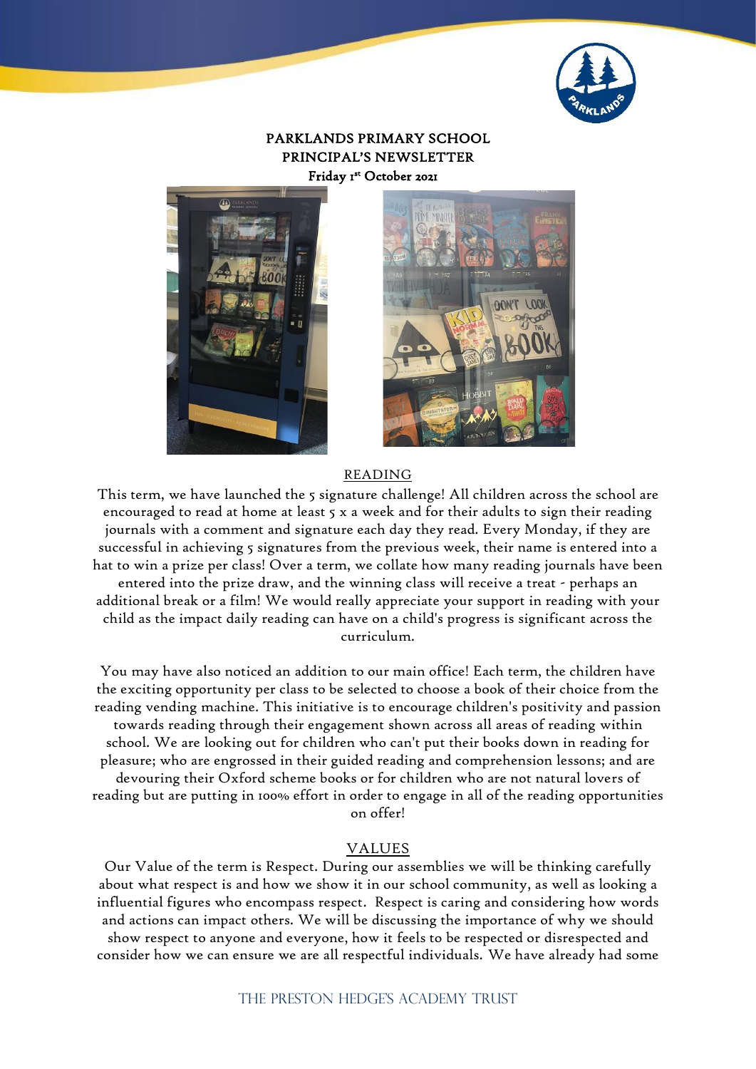# PARKLANDS PRIMARY SCHOOL
## PRINCIPAL'S NEWSLETTER
### Friday 1st October 2021

## READING

This term, we have launched the 5 signature challenge! All children across the school are encouraged to read at home at least 5 x a week and for their adults to sign their reading journals with a comment and signature each day they read. Every Monday, if they are successful in achieving 5 signatures from the previous week, their name is entered into a hat to win a prize per class! Over a term, we collate how many reading journals have been entered into the prize draw, and the winning class will receive a treat - perhaps an additional break or a film! We would really appreciate your support in reading with your child as the impact daily reading can have on a child's progress is significant across the curriculum.

You may have also noticed an addition to our main office! Each term, the children have the exciting opportunity per class to be selected to choose a book of their choice from the reading vending machine. This initiative is to encourage children's positivity and passion towards reading through their engagement shown across all areas of reading within school. We are looking out for children who can't put their books down in reading for pleasure; who are engrossed in their guided reading and comprehension lessons; and are devouring their Oxford scheme books or for children who are not natural lovers of reading but are putting in 100% effort in order to engage in all of the reading opportunities on offer!

## VALUES

Our Value of the term is Respect. During our assemblies we will be thinking carefully about what respect is and how we show it in our school community, as well as looking a influential figures who encompass respect. Respect is caring and considering how words and actions can impact others. We will be discussing the importance of why we should show respect to anyone and everyone, how it feels to be respected or disrespected and consider how we can ensure we are all respectful individuals. We have already had some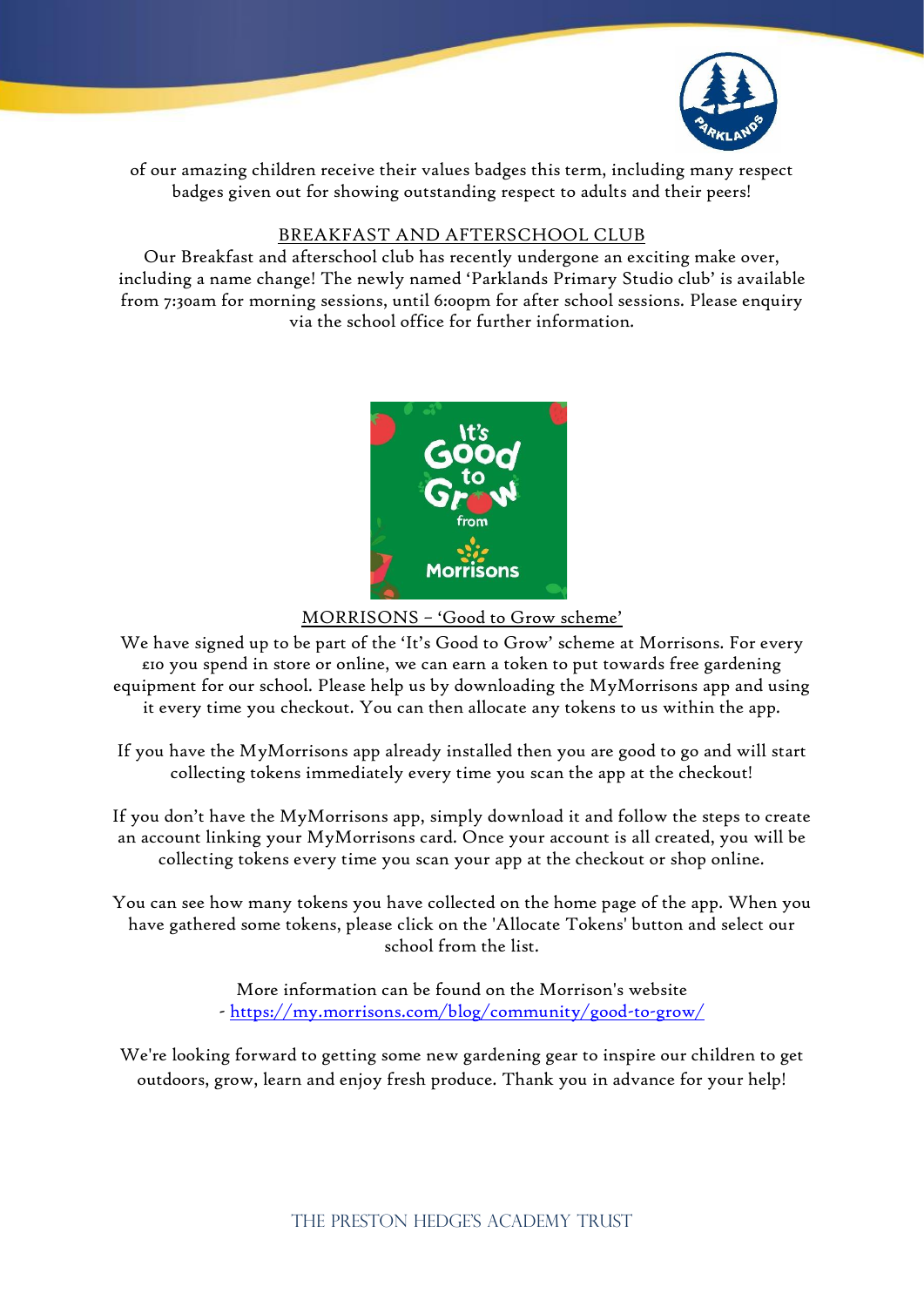of our amazing children receive their values badges this term, including many respect badges given out for showing outstanding respect to adults and their peers!

## BREAKFAST AND AFTERSCHOOL CLUB

Our Breakfast and afterschool club has recently undergone an exciting make over, including a name change! The newly named 'Parklands Primary Studio club' is available from 7:30am for morning sessions, until 6:00pm for after school sessions. Please enquiry via the school office for further information.

## MORRISONS – 'Good to Grow scheme'

We have signed up to be part of the 'It's Good to Grow' scheme at Morrisons. For every £10 you spend in store or online, we can earn a token to put towards free gardening equipment for our school. Please help us by downloading the MyMorrisons app and using it every time you checkout. You can then allocate any tokens to us within the app.

If you have the MyMorrisons app already installed then you are good to go and will start collecting tokens immediately every time you scan the app at the checkout!

If you don't have the MyMorrisons app, simply download it and follow the steps to create an account linking your MyMorrisons card. Once your account is all created, you will be collecting tokens every time you scan your app at the checkout or shop online.

You can see how many tokens you have collected on the home page of the app. When you have gathered some tokens, please click on the 'Allocate Tokens' button and select our school from the list.

More information can be found on the Morrison's website - https://my.morrisons.com/blog/community/good-to-grow/

We're looking forward to getting some new gardening gear to inspire our children to get outdoors, grow, learn and enjoy fresh produce. Thank you in advance for your help!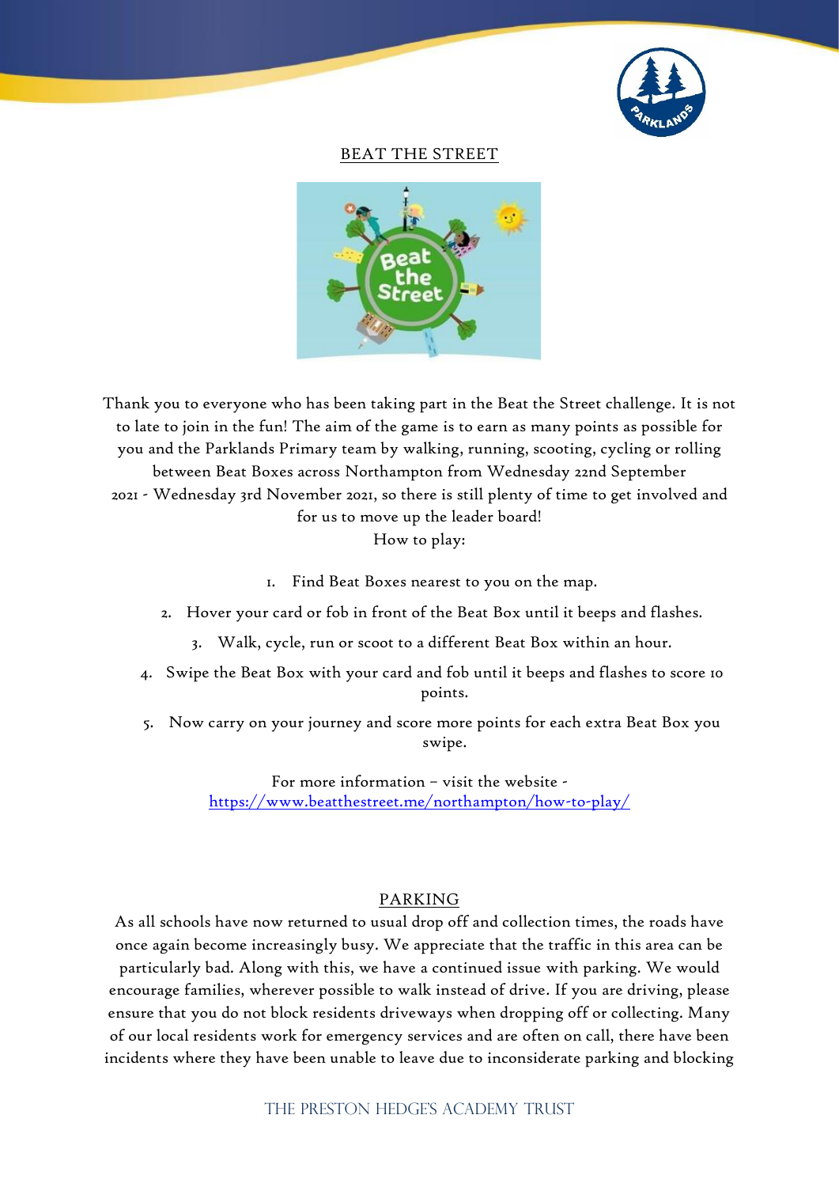## BEAT THE STREET

Thank you to everyone who has been taking part in the Beat the Street challenge. It is not to late to join in the fun! The aim of the game is to earn as many points as possible for you and the Parklands Primary team by walking, running, scooting, cycling or rolling between Beat Boxes across Northampton from Wednesday 22nd September 2021 - Wednesday 3rd November 2021, so there is still plenty of time to get involved and for us to move up the leader board!

How to play:

1. Find Beat Boxes nearest to you on the map.
2. Hover your card or fob in front of the Beat Box until it beeps and flashes.
3. Walk, cycle, run or scoot to a different Beat Box within an hour.
4. Swipe the Beat Box with your card and fob until it beeps and flashes to score 10 points.
5. Now carry on your journey and score more points for each extra Beat Box you swipe.

For more information – visit the website - https://www.beatthestreet.me/northampton/how-to-play/

## PARKING

As all schools have now returned to usual drop off and collection times, the roads have once again become increasingly busy. We appreciate that the traffic in this area can be particularly bad. Along with this, we have a continued issue with parking. We would encourage families, wherever possible to walk instead of drive. If you are driving, please ensure that you do not block residents driveways when dropping off or collecting. Many of our local residents work for emergency services and are often on call, there have been incidents where they have been unable to leave due to inconsiderate parking and blocking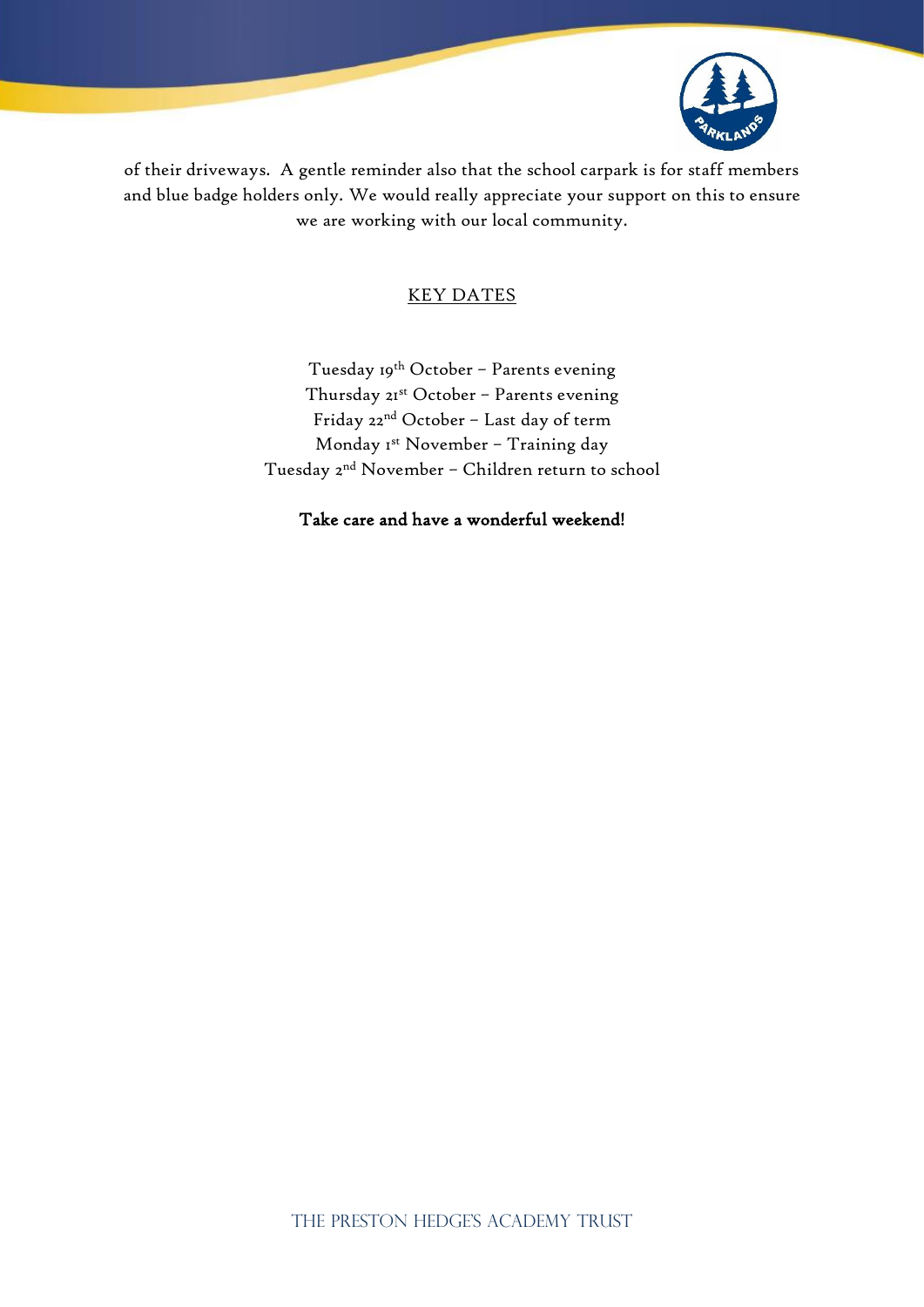of their driveways. A gentle reminder also that the school carpark is for staff members and blue badge holders only. We would really appreciate your support on this to ensure we are working with our local community.

## KEY DATES

Tuesday 19th October – Parents evening
Thursday 21st October – Parents evening
Friday 22nd October – Last day of term
Monday 1st November – Training day
Tuesday 2nd November – Children return to school

**Take care and have a wonderful weekend!**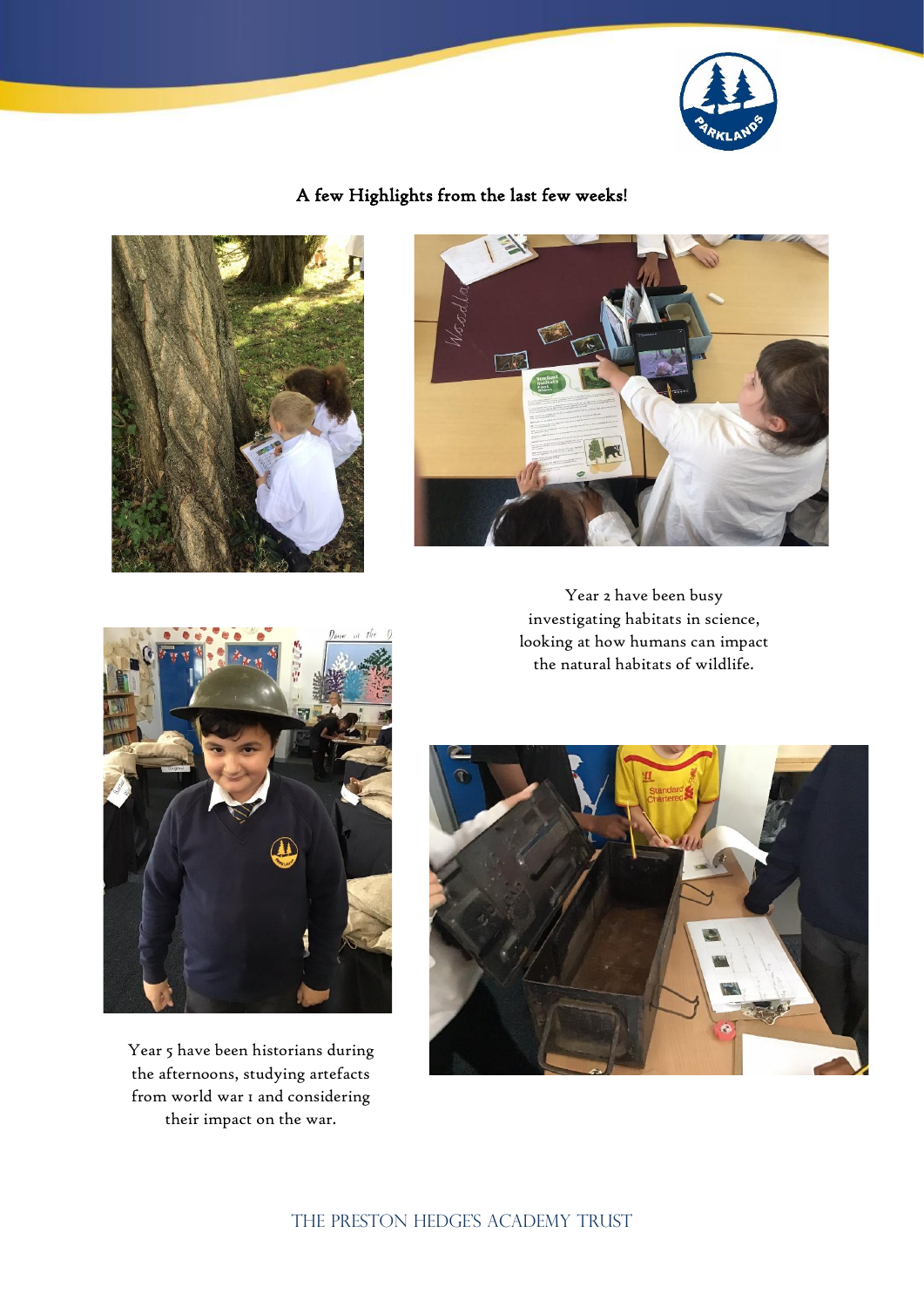## A few Highlights from the last few weeks!

Year 2 have been busy investigating habitats in science, looking at how humans can impact the natural habitats of wildlife.

Year 5 have been historians during the afternoons, studying artefacts from world war 1 and considering their impact on the war.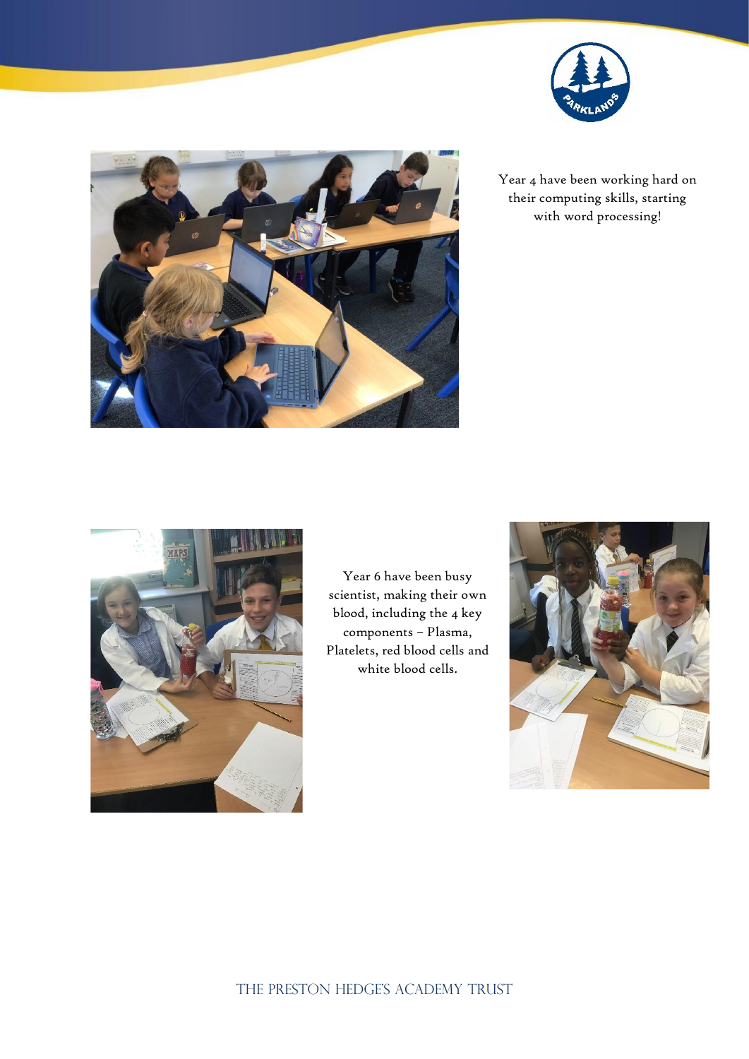Year 4 have been working hard on their computing skills, starting with word processing!

Year 6 have been busy scientist, making their own blood, including the 4 key components – Plasma, Platelets, red blood cells and white blood cells.